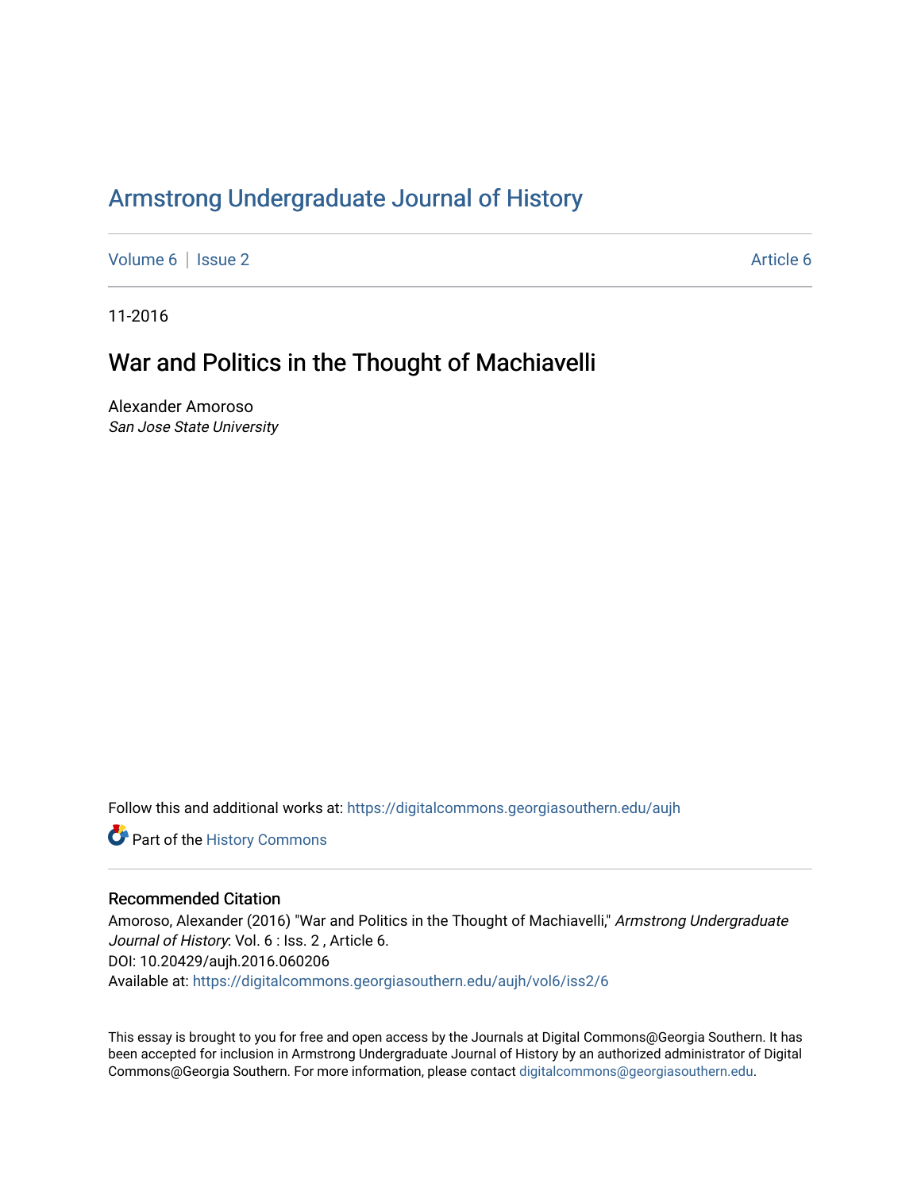# Armstrong Undergraduate Journal of History

Volume 6 | Issue 2 Article 6

11-2016

## War and Politics in the Thought of Machiavelli

Alexander Amoroso
*San Jose State University*

Follow this and additional works at: https://digitalcommons.georgiasouthern.edu/aujh

Part of the History Commons

### Recommended Citation

Amoroso, Alexander (2016) "War and Politics in the Thought of Machiavelli," *Armstrong Undergraduate Journal of History*: Vol. 6 : Iss. 2 , Article 6.
DOI: 10.20429/aujh.2016.060206
Available at: https://digitalcommons.georgiasouthern.edu/aujh/vol6/iss2/6

This essay is brought to you for free and open access by the Journals at Digital Commons@Georgia Southern. It has been accepted for inclusion in Armstrong Undergraduate Journal of History by an authorized administrator of Digital Commons@Georgia Southern. For more information, please contact digitalcommons@georgiasouthern.edu.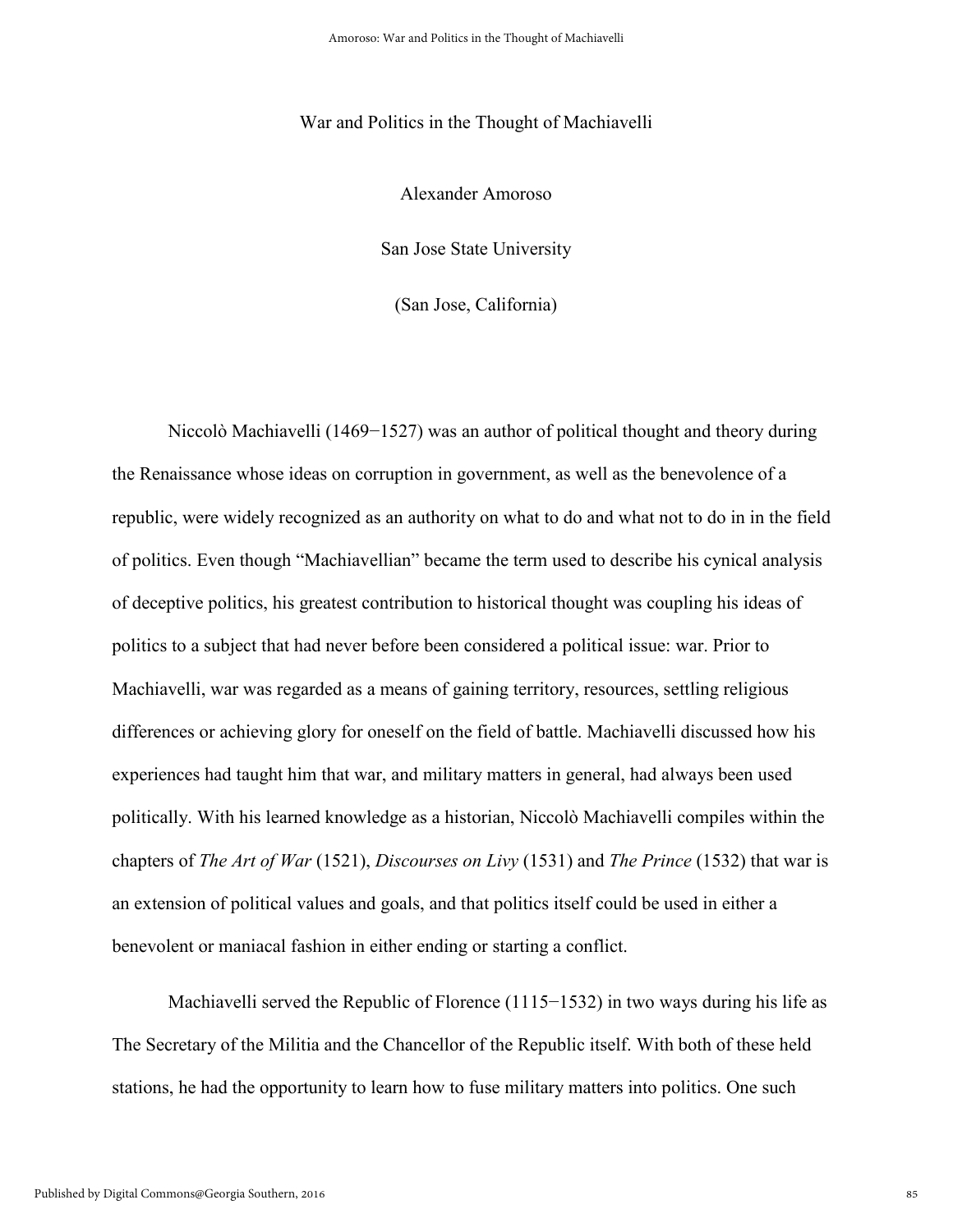War and Politics in the Thought of Machiavelli

Alexander Amoroso

San Jose State University

(San Jose, California)

Niccolò Machiavelli (1469−1527) was an author of political thought and theory during the Renaissance whose ideas on corruption in government, as well as the benevolence of a republic, were widely recognized as an authority on what to do and what not to do in in the field of politics. Even though "Machiavellian" became the term used to describe his cynical analysis of deceptive politics, his greatest contribution to historical thought was coupling his ideas of politics to a subject that had never before been considered a political issue: war. Prior to Machiavelli, war was regarded as a means of gaining territory, resources, settling religious differences or achieving glory for oneself on the field of battle. Machiavelli discussed how his experiences had taught him that war, and military matters in general, had always been used politically. With his learned knowledge as a historian, Niccolò Machiavelli compiles within the chapters of *The Art of War* (1521), *Discourses on Livy* (1531) and *The Prince* (1532) that war is an extension of political values and goals, and that politics itself could be used in either a benevolent or maniacal fashion in either ending or starting a conflict.

Machiavelli served the Republic of Florence (1115−1532) in two ways during his life as The Secretary of the Militia and the Chancellor of the Republic itself. With both of these held stations, he had the opportunity to learn how to fuse military matters into politics. One such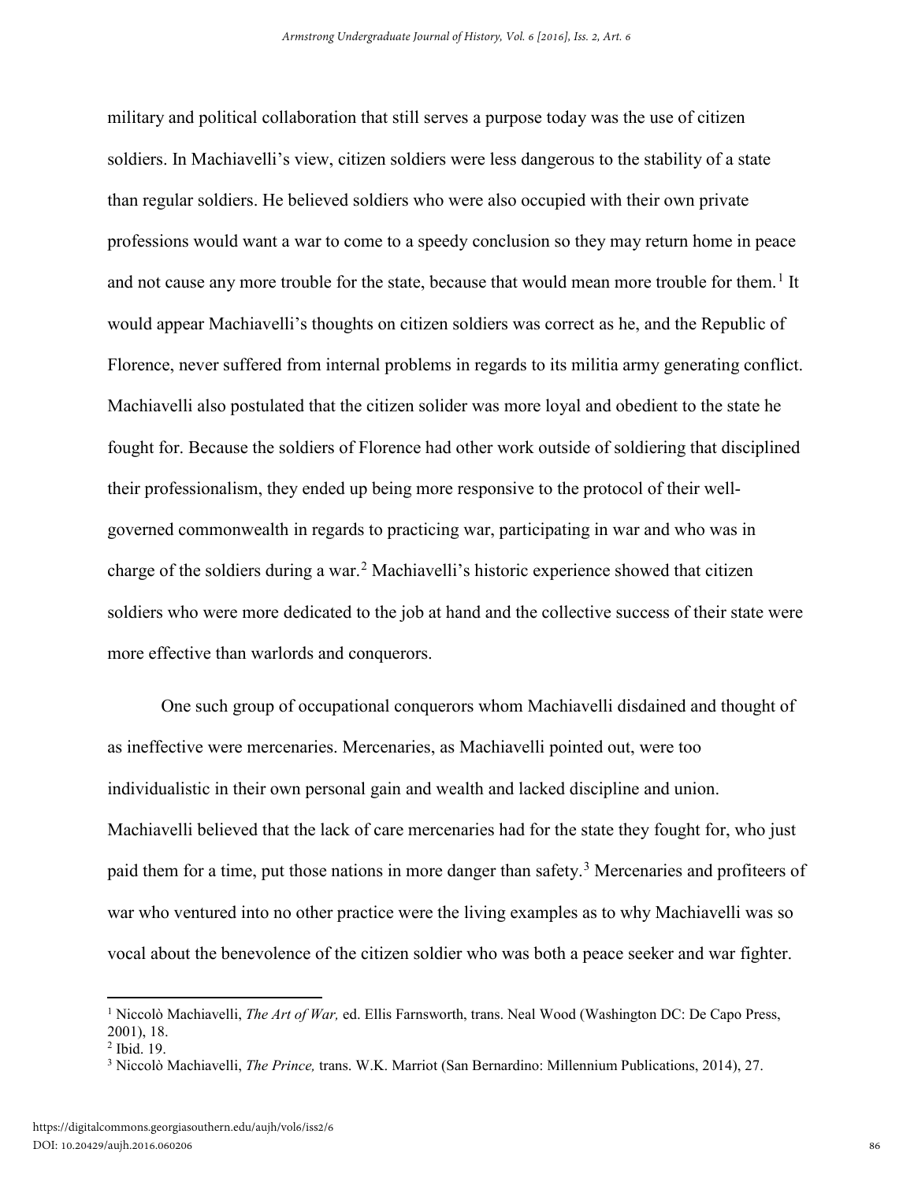military and political collaboration that still serves a purpose today was the use of citizen soldiers. In Machiavelli's view, citizen soldiers were less dangerous to the stability of a state than regular soldiers. He believed soldiers who were also occupied with their own private professions would want a war to come to a speedy conclusion so they may return home in peace and not cause any more trouble for the state, because that would mean more trouble for them.[1] It would appear Machiavelli's thoughts on citizen soldiers was correct as he, and the Republic of Florence, never suffered from internal problems in regards to its militia army generating conflict. Machiavelli also postulated that the citizen solider was more loyal and obedient to the state he fought for. Because the soldiers of Florence had other work outside of soldiering that disciplined their professionalism, they ended up being more responsive to the protocol of their well-governed commonwealth in regards to practicing war, participating in war and who was in charge of the soldiers during a war.[2] Machiavelli's historic experience showed that citizen soldiers who were more dedicated to the job at hand and the collective success of their state were more effective than warlords and conquerors.

One such group of occupational conquerors whom Machiavelli disdained and thought of as ineffective were mercenaries. Mercenaries, as Machiavelli pointed out, were too individualistic in their own personal gain and wealth and lacked discipline and union. Machiavelli believed that the lack of care mercenaries had for the state they fought for, who just paid them for a time, put those nations in more danger than safety.[3] Mercenaries and profiteers of war who ventured into no other practice were the living examples as to why Machiavelli was so vocal about the benevolence of the citizen soldier who was both a peace seeker and war fighter.

---

[1] Niccolò Machiavelli, *The Art of War,* ed. Ellis Farnsworth, trans. Neal Wood (Washington DC: De Capo Press, 2001), 18.

[2] Ibid. 19.

[3] Niccolò Machiavelli, *The Prince,* trans. W.K. Marriot (San Bernardino: Millennium Publications, 2014), 27.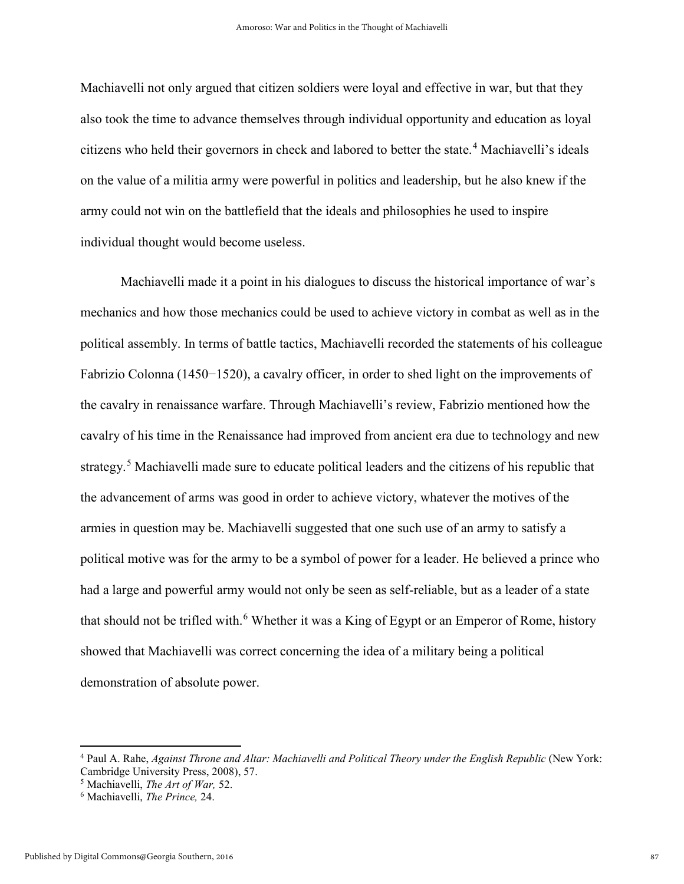Machiavelli not only argued that citizen soldiers were loyal and effective in war, but that they also took the time to advance themselves through individual opportunity and education as loyal citizens who held their governors in check and labored to better the state.[4] Machiavelli's ideals on the value of a militia army were powerful in politics and leadership, but he also knew if the army could not win on the battlefield that the ideals and philosophies he used to inspire individual thought would become useless.

Machiavelli made it a point in his dialogues to discuss the historical importance of war's mechanics and how those mechanics could be used to achieve victory in combat as well as in the political assembly. In terms of battle tactics, Machiavelli recorded the statements of his colleague Fabrizio Colonna (1450−1520), a cavalry officer, in order to shed light on the improvements of the cavalry in renaissance warfare. Through Machiavelli's review, Fabrizio mentioned how the cavalry of his time in the Renaissance had improved from ancient era due to technology and new strategy.[5] Machiavelli made sure to educate political leaders and the citizens of his republic that the advancement of arms was good in order to achieve victory, whatever the motives of the armies in question may be. Machiavelli suggested that one such use of an army to satisfy a political motive was for the army to be a symbol of power for a leader. He believed a prince who had a large and powerful army would not only be seen as self-reliable, but as a leader of a state that should not be trifled with.[6] Whether it was a King of Egypt or an Emperor of Rome, history showed that Machiavelli was correct concerning the idea of a military being a political demonstration of absolute power.

---

[4] Paul A. Rahe, *Against Throne and Altar: Machiavelli and Political Theory under the English Republic* (New York: Cambridge University Press, 2008), 57.

[5] Machiavelli, *The Art of War,* 52.

[6] Machiavelli, *The Prince,* 24.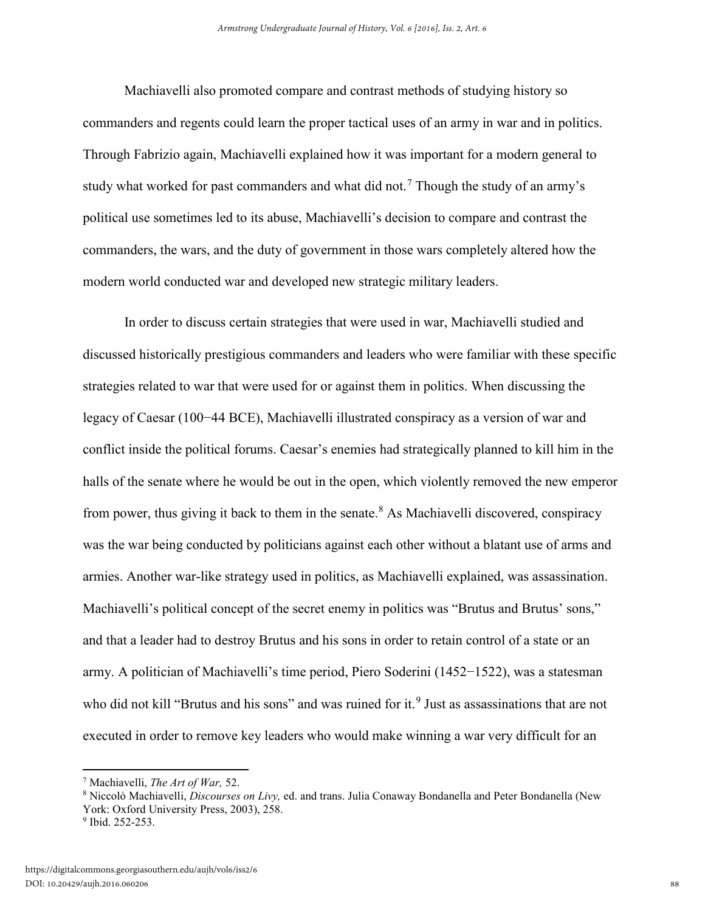Machiavelli also promoted compare and contrast methods of studying history so commanders and regents could learn the proper tactical uses of an army in war and in politics. Through Fabrizio again, Machiavelli explained how it was important for a modern general to study what worked for past commanders and what did not.[7] Though the study of an army's political use sometimes led to its abuse, Machiavelli's decision to compare and contrast the commanders, the wars, and the duty of government in those wars completely altered how the modern world conducted war and developed new strategic military leaders.

In order to discuss certain strategies that were used in war, Machiavelli studied and discussed historically prestigious commanders and leaders who were familiar with these specific strategies related to war that were used for or against them in politics. When discussing the legacy of Caesar (100−44 BCE), Machiavelli illustrated conspiracy as a version of war and conflict inside the political forums. Caesar's enemies had strategically planned to kill him in the halls of the senate where he would be out in the open, which violently removed the new emperor from power, thus giving it back to them in the senate.[8] As Machiavelli discovered, conspiracy was the war being conducted by politicians against each other without a blatant use of arms and armies. Another war-like strategy used in politics, as Machiavelli explained, was assassination. Machiavelli's political concept of the secret enemy in politics was "Brutus and Brutus' sons," and that a leader had to destroy Brutus and his sons in order to retain control of a state or an army. A politician of Machiavelli's time period, Piero Soderini (1452−1522), was a statesman who did not kill "Brutus and his sons" and was ruined for it.[9] Just as assassinations that are not executed in order to remove key leaders who would make winning a war very difficult for an

---

[7] Machiavelli, *The Art of War,* 52.

[8] Niccolò Machiavelli, *Discourses on Livy,* ed. and trans. Julia Conaway Bondanella and Peter Bondanella (New York: Oxford University Press, 2003), 258.

[9] Ibid. 252-253.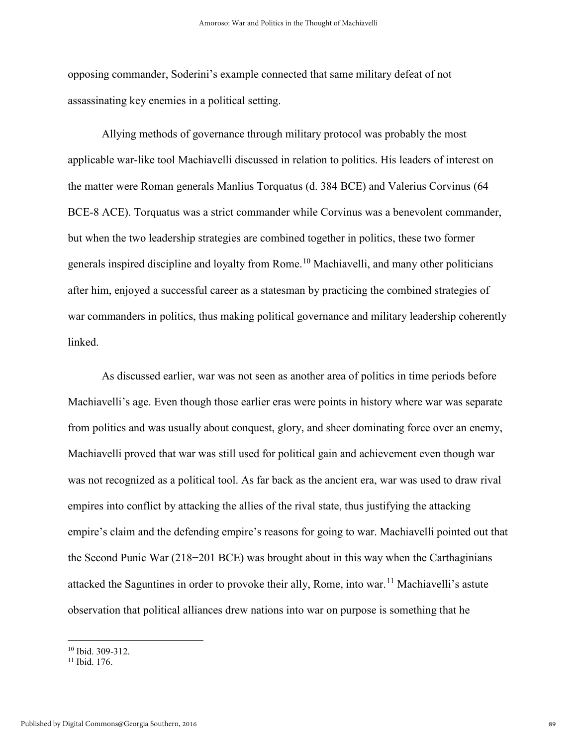opposing commander, Soderini's example connected that same military defeat of not assassinating key enemies in a political setting.

Allying methods of governance through military protocol was probably the most applicable war-like tool Machiavelli discussed in relation to politics. His leaders of interest on the matter were Roman generals Manlius Torquatus (d. 384 BCE) and Valerius Corvinus (64 BCE-8 ACE). Torquatus was a strict commander while Corvinus was a benevolent commander, but when the two leadership strategies are combined together in politics, these two former generals inspired discipline and loyalty from Rome.[10] Machiavelli, and many other politicians after him, enjoyed a successful career as a statesman by practicing the combined strategies of war commanders in politics, thus making political governance and military leadership coherently linked.

As discussed earlier, war was not seen as another area of politics in time periods before Machiavelli's age. Even though those earlier eras were points in history where war was separate from politics and was usually about conquest, glory, and sheer dominating force over an enemy, Machiavelli proved that war was still used for political gain and achievement even though war was not recognized as a political tool. As far back as the ancient era, war was used to draw rival empires into conflict by attacking the allies of the rival state, thus justifying the attacking empire's claim and the defending empire's reasons for going to war. Machiavelli pointed out that the Second Punic War (218−201 BCE) was brought about in this way when the Carthaginians attacked the Saguntines in order to provoke their ally, Rome, into war.[11] Machiavelli's astute observation that political alliances drew nations into war on purpose is something that he

---

[10] Ibid. 309-312.
[11] Ibid. 176.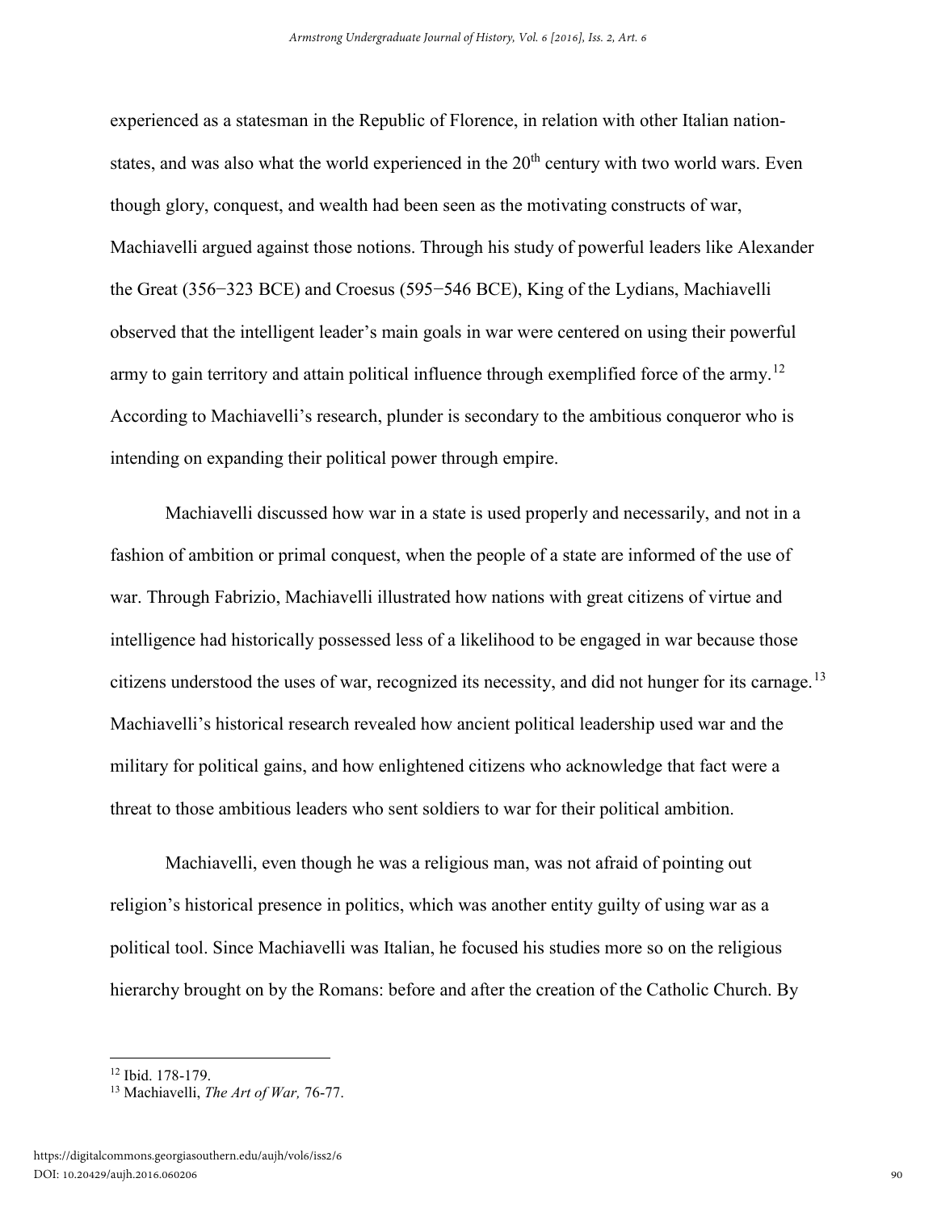experienced as a statesman in the Republic of Florence, in relation with other Italian nation-states, and was also what the world experienced in the 20th century with two world wars. Even though glory, conquest, and wealth had been seen as the motivating constructs of war, Machiavelli argued against those notions. Through his study of powerful leaders like Alexander the Great (356−323 BCE) and Croesus (595−546 BCE), King of the Lydians, Machiavelli observed that the intelligent leader's main goals in war were centered on using their powerful army to gain territory and attain political influence through exemplified force of the army.[12] According to Machiavelli's research, plunder is secondary to the ambitious conqueror who is intending on expanding their political power through empire.

Machiavelli discussed how war in a state is used properly and necessarily, and not in a fashion of ambition or primal conquest, when the people of a state are informed of the use of war. Through Fabrizio, Machiavelli illustrated how nations with great citizens of virtue and intelligence had historically possessed less of a likelihood to be engaged in war because those citizens understood the uses of war, recognized its necessity, and did not hunger for its carnage.[13] Machiavelli's historical research revealed how ancient political leadership used war and the military for political gains, and how enlightened citizens who acknowledge that fact were a threat to those ambitious leaders who sent soldiers to war for their political ambition.

Machiavelli, even though he was a religious man, was not afraid of pointing out religion's historical presence in politics, which was another entity guilty of using war as a political tool. Since Machiavelli was Italian, he focused his studies more so on the religious hierarchy brought on by the Romans: before and after the creation of the Catholic Church. By

---

[12] Ibid. 178-179.

[13] Machiavelli, *The Art of War,* 76-77.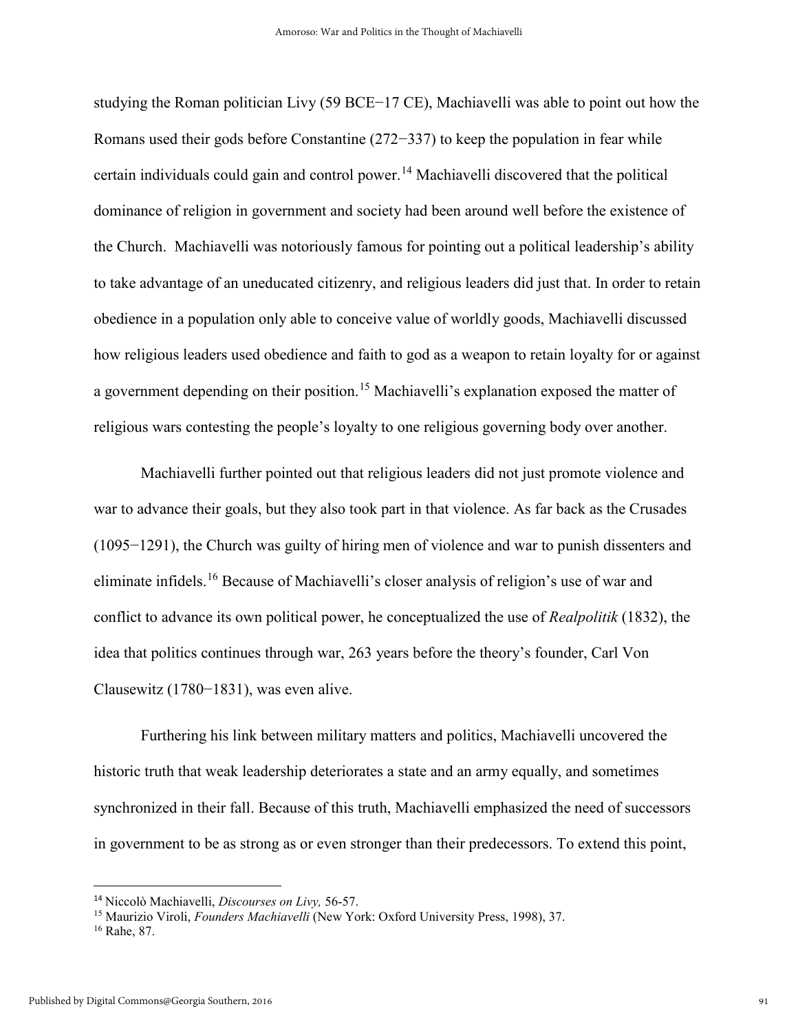studying the Roman politician Livy (59 BCE−17 CE), Machiavelli was able to point out how the Romans used their gods before Constantine (272−337) to keep the population in fear while certain individuals could gain and control power.[14] Machiavelli discovered that the political dominance of religion in government and society had been around well before the existence of the Church. Machiavelli was notoriously famous for pointing out a political leadership's ability to take advantage of an uneducated citizenry, and religious leaders did just that. In order to retain obedience in a population only able to conceive value of worldly goods, Machiavelli discussed how religious leaders used obedience and faith to god as a weapon to retain loyalty for or against a government depending on their position.[15] Machiavelli's explanation exposed the matter of religious wars contesting the people's loyalty to one religious governing body over another.

Machiavelli further pointed out that religious leaders did not just promote violence and war to advance their goals, but they also took part in that violence. As far back as the Crusades (1095−1291), the Church was guilty of hiring men of violence and war to punish dissenters and eliminate infidels.[16] Because of Machiavelli's closer analysis of religion's use of war and conflict to advance its own political power, he conceptualized the use of *Realpolitik* (1832), the idea that politics continues through war, 263 years before the theory's founder, Carl Von Clausewitz (1780−1831), was even alive.

Furthering his link between military matters and politics, Machiavelli uncovered the historic truth that weak leadership deteriorates a state and an army equally, and sometimes synchronized in their fall. Because of this truth, Machiavelli emphasized the need of successors in government to be as strong as or even stronger than their predecessors. To extend this point,

---

[14] Niccolò Machiavelli, *Discourses on Livy,* 56-57.

[15] Maurizio Viroli, *Founders Machiavelli* (New York: Oxford University Press, 1998), 37.

[16] Rahe, 87.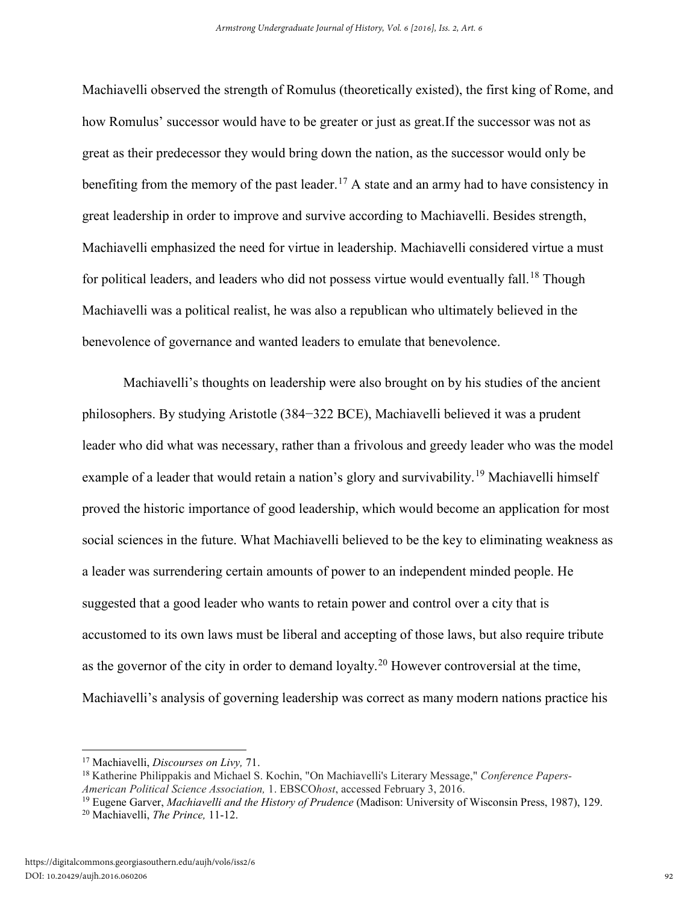Machiavelli observed the strength of Romulus (theoretically existed), the first king of Rome, and how Romulus' successor would have to be greater or just as great.If the successor was not as great as their predecessor they would bring down the nation, as the successor would only be benefiting from the memory of the past leader.[17] A state and an army had to have consistency in great leadership in order to improve and survive according to Machiavelli. Besides strength, Machiavelli emphasized the need for virtue in leadership. Machiavelli considered virtue a must for political leaders, and leaders who did not possess virtue would eventually fall.[18] Though Machiavelli was a political realist, he was also a republican who ultimately believed in the benevolence of governance and wanted leaders to emulate that benevolence.

Machiavelli's thoughts on leadership were also brought on by his studies of the ancient philosophers. By studying Aristotle (384−322 BCE), Machiavelli believed it was a prudent leader who did what was necessary, rather than a frivolous and greedy leader who was the model example of a leader that would retain a nation's glory and survivability.[19] Machiavelli himself proved the historic importance of good leadership, which would become an application for most social sciences in the future. What Machiavelli believed to be the key to eliminating weakness as a leader was surrendering certain amounts of power to an independent minded people. He suggested that a good leader who wants to retain power and control over a city that is accustomed to its own laws must be liberal and accepting of those laws, but also require tribute as the governor of the city in order to demand loyalty.[20] However controversial at the time, Machiavelli's analysis of governing leadership was correct as many modern nations practice his

---

[17] Machiavelli, *Discourses on Livy,* 71.

[18] Katherine Philippakis and Michael S. Kochin, "On Machiavelli's Literary Message," *Conference Papers-American Political Science Association,* 1. EBSCO*host*, accessed February 3, 2016.

[19] Eugene Garver, *Machiavelli and the History of Prudence* (Madison: University of Wisconsin Press, 1987), 129.

[20] Machiavelli, *The Prince,* 11-12.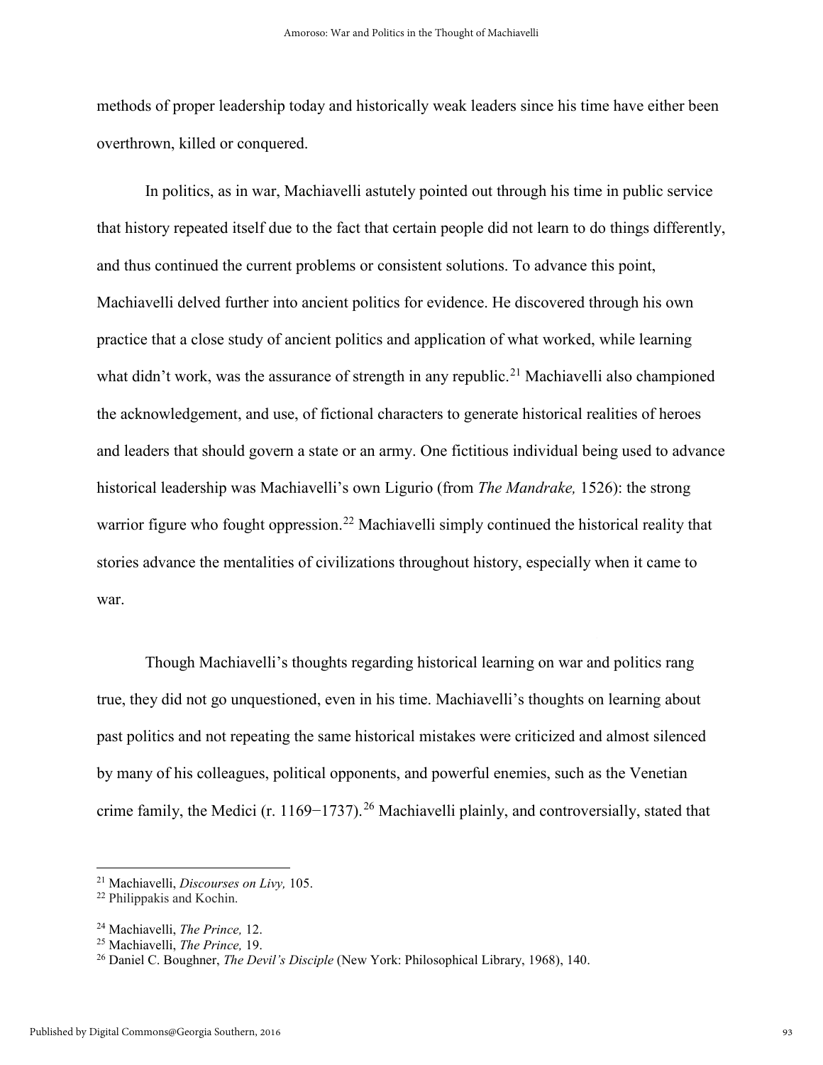methods of proper leadership today and historically weak leaders since his time have either been overthrown, killed or conquered.

In politics, as in war, Machiavelli astutely pointed out through his time in public service that history repeated itself due to the fact that certain people did not learn to do things differently, and thus continued the current problems or consistent solutions. To advance this point, Machiavelli delved further into ancient politics for evidence. He discovered through his own practice that a close study of ancient politics and application of what worked, while learning what didn't work, was the assurance of strength in any republic.[21] Machiavelli also championed the acknowledgement, and use, of fictional characters to generate historical realities of heroes and leaders that should govern a state or an army. One fictitious individual being used to advance historical leadership was Machiavelli's own Ligurio (from *The Mandrake,* 1526): the strong warrior figure who fought oppression.[22] Machiavelli simply continued the historical reality that stories advance the mentalities of civilizations throughout history, especially when it came to war.

Though Machiavelli's thoughts regarding historical learning on war and politics rang true, they did not go unquestioned, even in his time. Machiavelli's thoughts on learning about past politics and not repeating the same historical mistakes were criticized and almost silenced by many of his colleagues, political opponents, and powerful enemies, such as the Venetian crime family, the Medici (r. 1169−1737).[26] Machiavelli plainly, and controversially, stated that

---

[21] Machiavelli, *Discourses on Livy,* 105.

[22] Philippakis and Kochin.

[24] Machiavelli, *The Prince,* 12.

[25] Machiavelli, *The Prince,* 19.

[26] Daniel C. Boughner, *The Devil's Disciple* (New York: Philosophical Library, 1968), 140.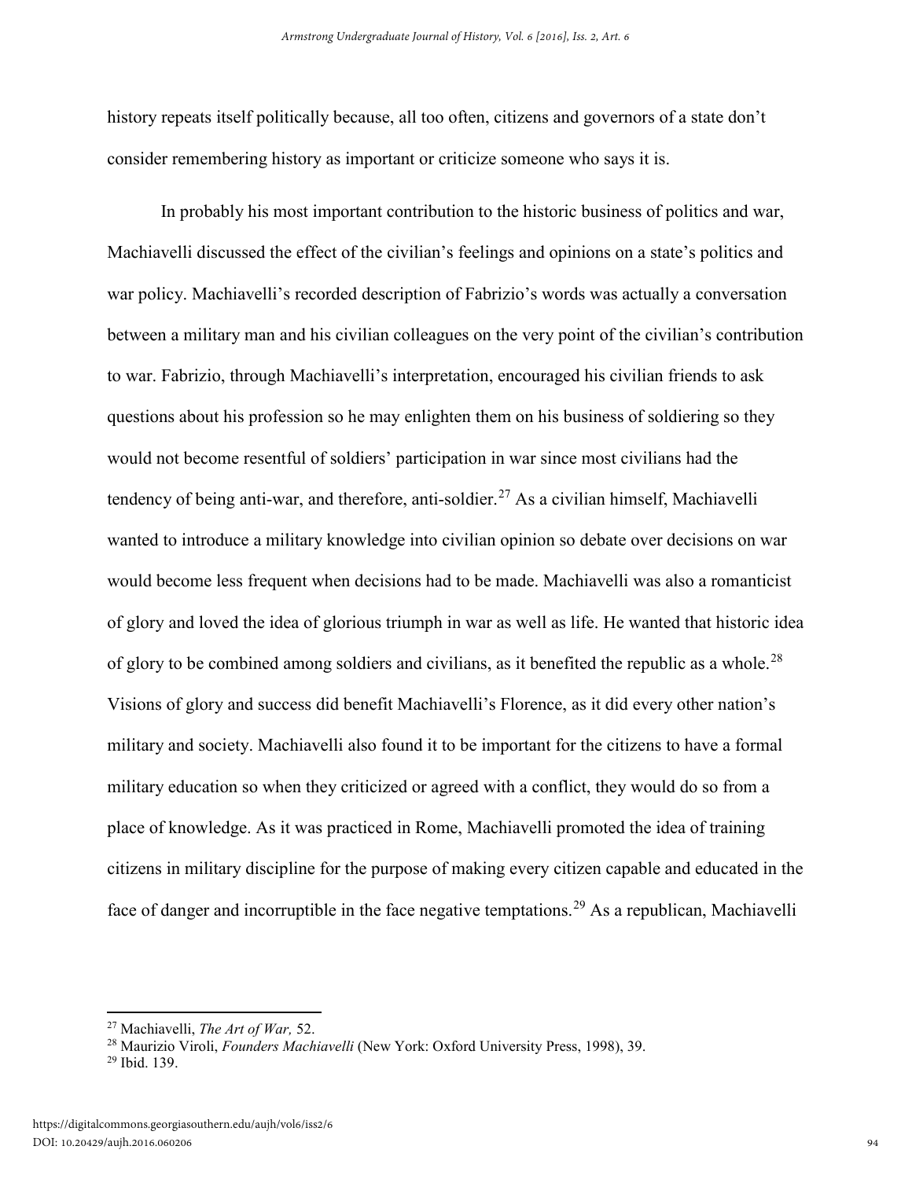history repeats itself politically because, all too often, citizens and governors of a state don't consider remembering history as important or criticize someone who says it is.

In probably his most important contribution to the historic business of politics and war, Machiavelli discussed the effect of the civilian's feelings and opinions on a state's politics and war policy. Machiavelli's recorded description of Fabrizio's words was actually a conversation between a military man and his civilian colleagues on the very point of the civilian's contribution to war. Fabrizio, through Machiavelli's interpretation, encouraged his civilian friends to ask questions about his profession so he may enlighten them on his business of soldiering so they would not become resentful of soldiers' participation in war since most civilians had the tendency of being anti-war, and therefore, anti-soldier.[27] As a civilian himself, Machiavelli wanted to introduce a military knowledge into civilian opinion so debate over decisions on war would become less frequent when decisions had to be made. Machiavelli was also a romanticist of glory and loved the idea of glorious triumph in war as well as life. He wanted that historic idea of glory to be combined among soldiers and civilians, as it benefited the republic as a whole.[28] Visions of glory and success did benefit Machiavelli's Florence, as it did every other nation's military and society. Machiavelli also found it to be important for the citizens to have a formal military education so when they criticized or agreed with a conflict, they would do so from a place of knowledge. As it was practiced in Rome, Machiavelli promoted the idea of training citizens in military discipline for the purpose of making every citizen capable and educated in the face of danger and incorruptible in the face negative temptations.[29] As a republican, Machiavelli

---

[27] Machiavelli, *The Art of War,* 52.

[28] Maurizio Viroli, *Founders Machiavelli* (New York: Oxford University Press, 1998), 39.

[29] Ibid. 139.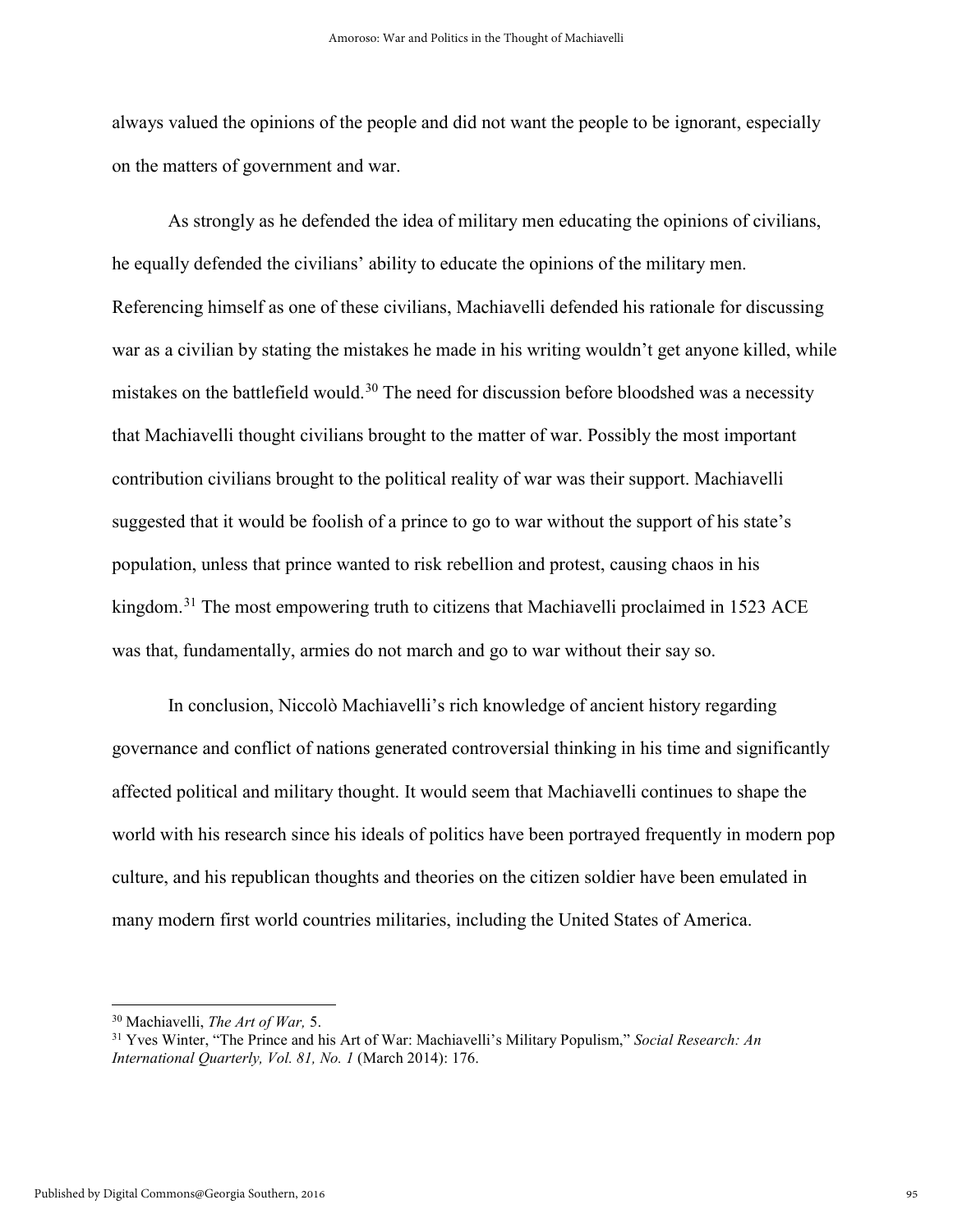always valued the opinions of the people and did not want the people to be ignorant, especially on the matters of government and war.

As strongly as he defended the idea of military men educating the opinions of civilians, he equally defended the civilians' ability to educate the opinions of the military men. Referencing himself as one of these civilians, Machiavelli defended his rationale for discussing war as a civilian by stating the mistakes he made in his writing wouldn't get anyone killed, while mistakes on the battlefield would.[30] The need for discussion before bloodshed was a necessity that Machiavelli thought civilians brought to the matter of war. Possibly the most important contribution civilians brought to the political reality of war was their support. Machiavelli suggested that it would be foolish of a prince to go to war without the support of his state's population, unless that prince wanted to risk rebellion and protest, causing chaos in his kingdom.[31] The most empowering truth to citizens that Machiavelli proclaimed in 1523 ACE was that, fundamentally, armies do not march and go to war without their say so.

In conclusion, Niccolò Machiavelli's rich knowledge of ancient history regarding governance and conflict of nations generated controversial thinking in his time and significantly affected political and military thought. It would seem that Machiavelli continues to shape the world with his research since his ideals of politics have been portrayed frequently in modern pop culture, and his republican thoughts and theories on the citizen soldier have been emulated in many modern first world countries militaries, including the United States of America.

---

[30] Machiavelli, *The Art of War,* 5.

[31] Yves Winter, "The Prince and his Art of War: Machiavelli's Military Populism," *Social Research: An International Quarterly, Vol. 81, No. 1* (March 2014): 176.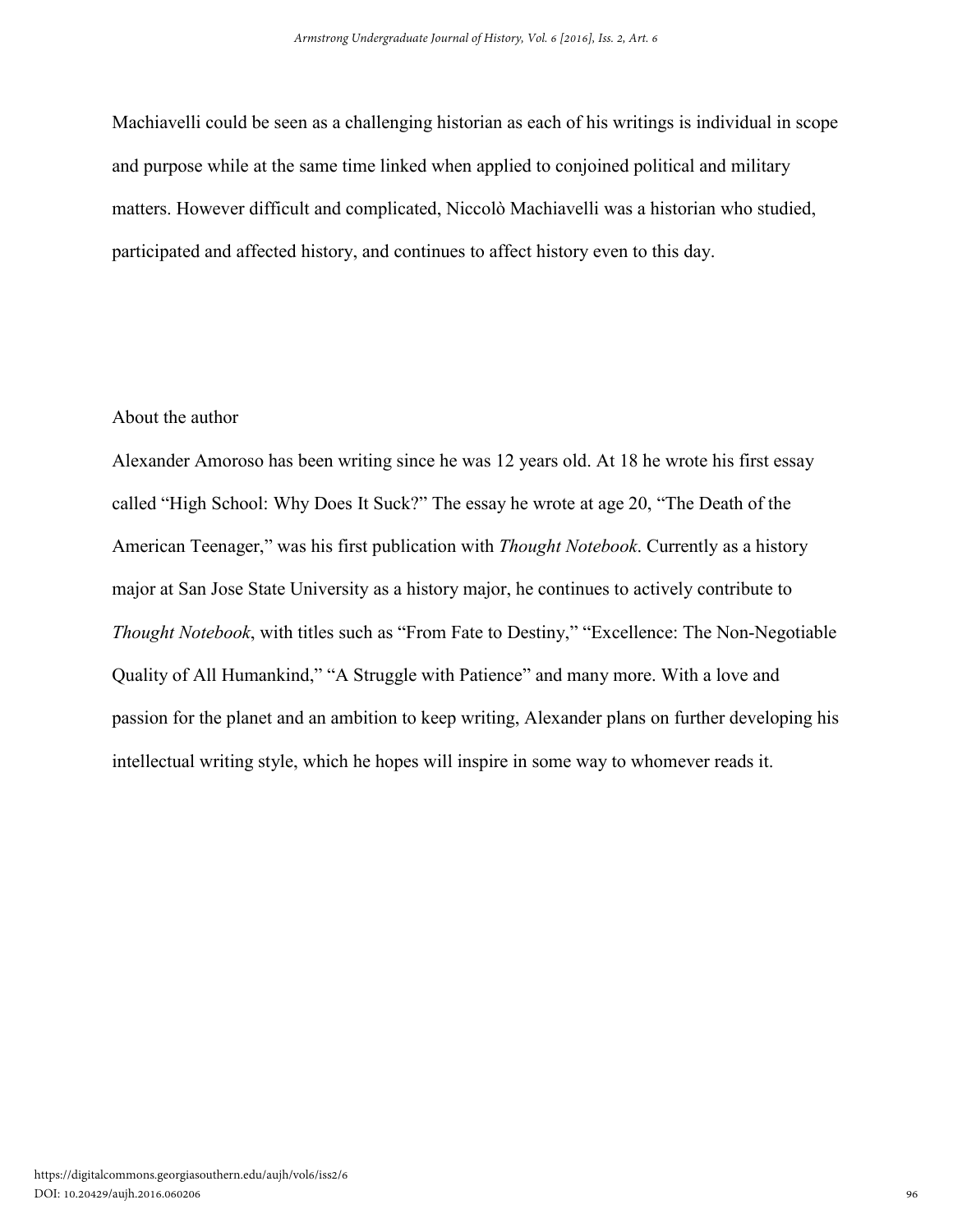Machiavelli could be seen as a challenging historian as each of his writings is individual in scope and purpose while at the same time linked when applied to conjoined political and military matters. However difficult and complicated, Niccolò Machiavelli was a historian who studied, participated and affected history, and continues to affect history even to this day.

About the author

Alexander Amoroso has been writing since he was 12 years old. At 18 he wrote his first essay called "High School: Why Does It Suck?" The essay he wrote at age 20, "The Death of the American Teenager," was his first publication with *Thought Notebook*. Currently as a history major at San Jose State University as a history major, he continues to actively contribute to *Thought Notebook*, with titles such as "From Fate to Destiny," "Excellence: The Non-Negotiable Quality of All Humankind," "A Struggle with Patience" and many more. With a love and passion for the planet and an ambition to keep writing, Alexander plans on further developing his intellectual writing style, which he hopes will inspire in some way to whomever reads it.